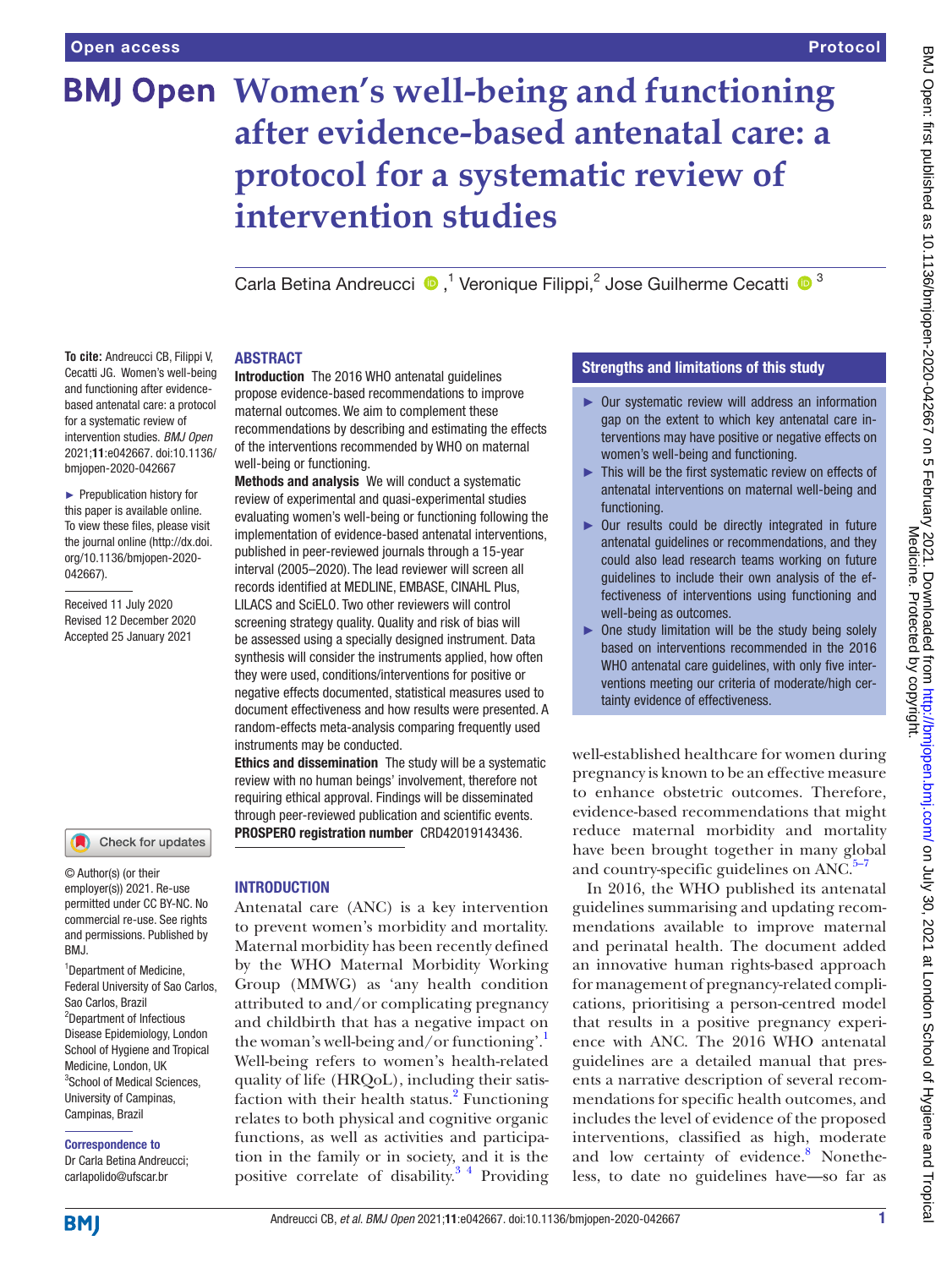# Women's well-being and functioning after evidence-based antenatal care: a protocol for a systematic review of intervention studies

Carla Betina Andreucci[1], Veronique Filippi[2], Jose Guilherme Cecatti[3]

**To cite:** Andreucci CB, Filippi V, Cecatti JG. Women's well-being and functioning after evidence-based antenatal care: a protocol for a systematic review of intervention studies. *BMJ Open* 2021;**11**:e042667. doi:10.1136/bmjopen-2020-042667

► Prepublication history for this paper is available online. To view these files, please visit the journal online (http://dx.doi.org/10.1136/bmjopen-2020-042667).

Received 11 July 2020
Revised 12 December 2020
Accepted 25 January 2021

© Author(s) (or their employer(s)) 2021. Re-use permitted under CC BY-NC. No commercial re-use. See rights and permissions. Published by BMJ.

[1]Department of Medicine, Federal University of Sao Carlos, Sao Carlos, Brazil
[2]Department of Infectious Disease Epidemiology, London School of Hygiene and Tropical Medicine, London, UK
[3]School of Medical Sciences, University of Campinas, Campinas, Brazil

**Correspondence to**
Dr Carla Betina Andreucci; carlapolido@ufscar.br

## ABSTRACT

**Introduction** The 2016 WHO antenatal guidelines propose evidence-based recommendations to improve maternal outcomes. We aim to complement these recommendations by describing and estimating the effects of the interventions recommended by WHO on maternal well-being or functioning.

**Methods and analysis** We will conduct a systematic review of experimental and quasi-experimental studies evaluating women's well-being or functioning following the implementation of evidence-based antenatal interventions, published in peer-reviewed journals through a 15-year interval (2005–2020). The lead reviewer will screen all records identified at MEDLINE, EMBASE, CINAHL Plus, LILACS and SciELO. Two other reviewers will control screening strategy quality. Quality and risk of bias will be assessed using a specially designed instrument. Data synthesis will consider the instruments applied, how often they were used, conditions/interventions for positive or negative effects documented, statistical measures used to document effectiveness and how results were presented. A random-effects meta-analysis comparing frequently used instruments may be conducted.

**Ethics and dissemination** The study will be a systematic review with no human beings' involvement, therefore not requiring ethical approval. Findings will be disseminated through peer-reviewed publication and scientific events.

**PROSPERO registration number** CRD42019143436.

## Strengths and limitations of this study

- Our systematic review will address an information gap on the extent to which key antenatal care interventions may have positive or negative effects on women's well-being and functioning.
- This will be the first systematic review on effects of antenatal interventions on maternal well-being and functioning.
- Our results could be directly integrated in future antenatal guidelines or recommendations, and they could also lead research teams working on future guidelines to include their own analysis of the effectiveness of interventions using functioning and well-being as outcomes.
- One study limitation will be the study being solely based on interventions recommended in the 2016 WHO antenatal care guidelines, with only five interventions meeting our criteria of moderate/high certainty evidence of effectiveness.

## INTRODUCTION

Antenatal care (ANC) is a key intervention to prevent women's morbidity and mortality. Maternal morbidity has been recently defined by the WHO Maternal Morbidity Working Group (MMWG) as 'any health condition attributed to and/or complicating pregnancy and childbirth that has a negative impact on the woman's well-being and/or functioning'.[1] Well-being refers to women's health-related quality of life (HRQoL), including their satisfaction with their health status.[2] Functioning relates to both physical and cognitive organic functions, as well as activities and participation in the family or in society, and it is the positive correlate of disability.[3 4] Providing well-established healthcare for women during pregnancy is known to be an effective measure to enhance obstetric outcomes. Therefore, evidence-based recommendations that might reduce maternal morbidity and mortality have been brought together in many global and country-specific guidelines on ANC.[5–7]

In 2016, the WHO published its antenatal guidelines summarising and updating recommendations available to improve maternal and perinatal health. The document added an innovative human rights-based approach for management of pregnancy-related complications, prioritising a person-centred model that results in a positive pregnancy experience with ANC. The 2016 WHO antenatal guidelines are a detailed manual that presents a narrative description of several recommendations for specific health outcomes, and includes the level of evidence of the proposed interventions, classified as high, moderate and low certainty of evidence.[8] Nonetheless, to date no guidelines have—so far as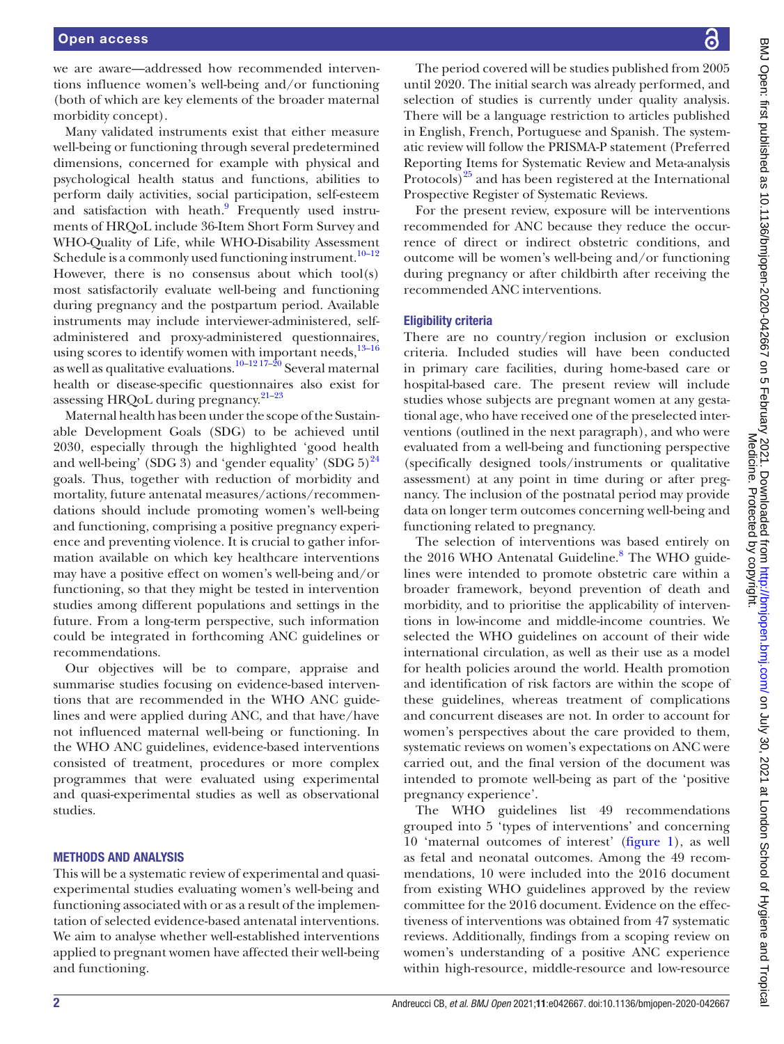we are aware—addressed how recommended interventions influence women's well-being and/or functioning (both of which are key elements of the broader maternal morbidity concept).

Many validated instruments exist that either measure well-being or functioning through several predetermined dimensions, concerned for example with physical and psychological health status and functions, abilities to perform daily activities, social participation, self-esteem and satisfaction with heath.[9] Frequently used instruments of HRQoL include 36-Item Short Form Survey and WHO-Quality of Life, while WHO-Disability Assessment Schedule is a commonly used functioning instrument.[10–12] However, there is no consensus about which tool(s) most satisfactorily evaluate well-being and functioning during pregnancy and the postpartum period. Available instruments may include interviewer-administered, self-administered and proxy-administered questionnaires, using scores to identify women with important needs,[13–16] as well as qualitative evaluations.[10–12 17–20] Several maternal health or disease-specific questionnaires also exist for assessing HRQoL during pregnancy.[21–23]

Maternal health has been under the scope of the Sustainable Development Goals (SDG) to be achieved until 2030, especially through the highlighted 'good health and well-being' (SDG 3) and 'gender equality' (SDG 5)[24] goals. Thus, together with reduction of morbidity and mortality, future antenatal measures/actions/recommendations should include promoting women's well-being and functioning, comprising a positive pregnancy experience and preventing violence. It is crucial to gather information available on which key healthcare interventions may have a positive effect on women's well-being and/or functioning, so that they might be tested in intervention studies among different populations and settings in the future. From a long-term perspective, such information could be integrated in forthcoming ANC guidelines or recommendations.

Our objectives will be to compare, appraise and summarise studies focusing on evidence-based interventions that are recommended in the WHO ANC guidelines and were applied during ANC, and that have/have not influenced maternal well-being or functioning. In the WHO ANC guidelines, evidence-based interventions consisted of treatment, procedures or more complex programmes that were evaluated using experimental and quasi-experimental studies as well as observational studies.

## METHODS AND ANALYSIS

This will be a systematic review of experimental and quasi-experimental studies evaluating women's well-being and functioning associated with or as a result of the implementation of selected evidence-based antenatal interventions. We aim to analyse whether well-established interventions applied to pregnant women have affected their well-being and functioning.

The period covered will be studies published from 2005 until 2020. The initial search was already performed, and selection of studies is currently under quality analysis. There will be a language restriction to articles published in English, French, Portuguese and Spanish. The systematic review will follow the PRISMA-P statement (Preferred Reporting Items for Systematic Review and Meta-analysis Protocols)[25] and has been registered at the International Prospective Register of Systematic Reviews.

For the present review, exposure will be interventions recommended for ANC because they reduce the occurrence of direct or indirect obstetric conditions, and outcome will be women's well-being and/or functioning during pregnancy or after childbirth after receiving the recommended ANC interventions.

### Eligibility criteria

There are no country/region inclusion or exclusion criteria. Included studies will have been conducted in primary care facilities, during home-based care or hospital-based care. The present review will include studies whose subjects are pregnant women at any gestational age, who have received one of the preselected interventions (outlined in the next paragraph), and who were evaluated from a well-being and functioning perspective (specifically designed tools/instruments or qualitative assessment) at any point in time during or after pregnancy. The inclusion of the postnatal period may provide data on longer term outcomes concerning well-being and functioning related to pregnancy.

The selection of interventions was based entirely on the 2016 WHO Antenatal Guideline.[8] The WHO guidelines were intended to promote obstetric care within a broader framework, beyond prevention of death and morbidity, and to prioritise the applicability of interventions in low-income and middle-income countries. We selected the WHO guidelines on account of their wide international circulation, as well as their use as a model for health policies around the world. Health promotion and identification of risk factors are within the scope of these guidelines, whereas treatment of complications and concurrent diseases are not. In order to account for women's perspectives about the care provided to them, systematic reviews on women's expectations on ANC were carried out, and the final version of the document was intended to promote well-being as part of the 'positive pregnancy experience'.

The WHO guidelines list 49 recommendations grouped into 5 'types of interventions' and concerning 10 'maternal outcomes of interest' (figure 1), as well as fetal and neonatal outcomes. Among the 49 recommendations, 10 were included into the 2016 document from existing WHO guidelines approved by the review committee for the 2016 document. Evidence on the effectiveness of interventions was obtained from 47 systematic reviews. Additionally, findings from a scoping review on women's understanding of a positive ANC experience within high-resource, middle-resource and low-resource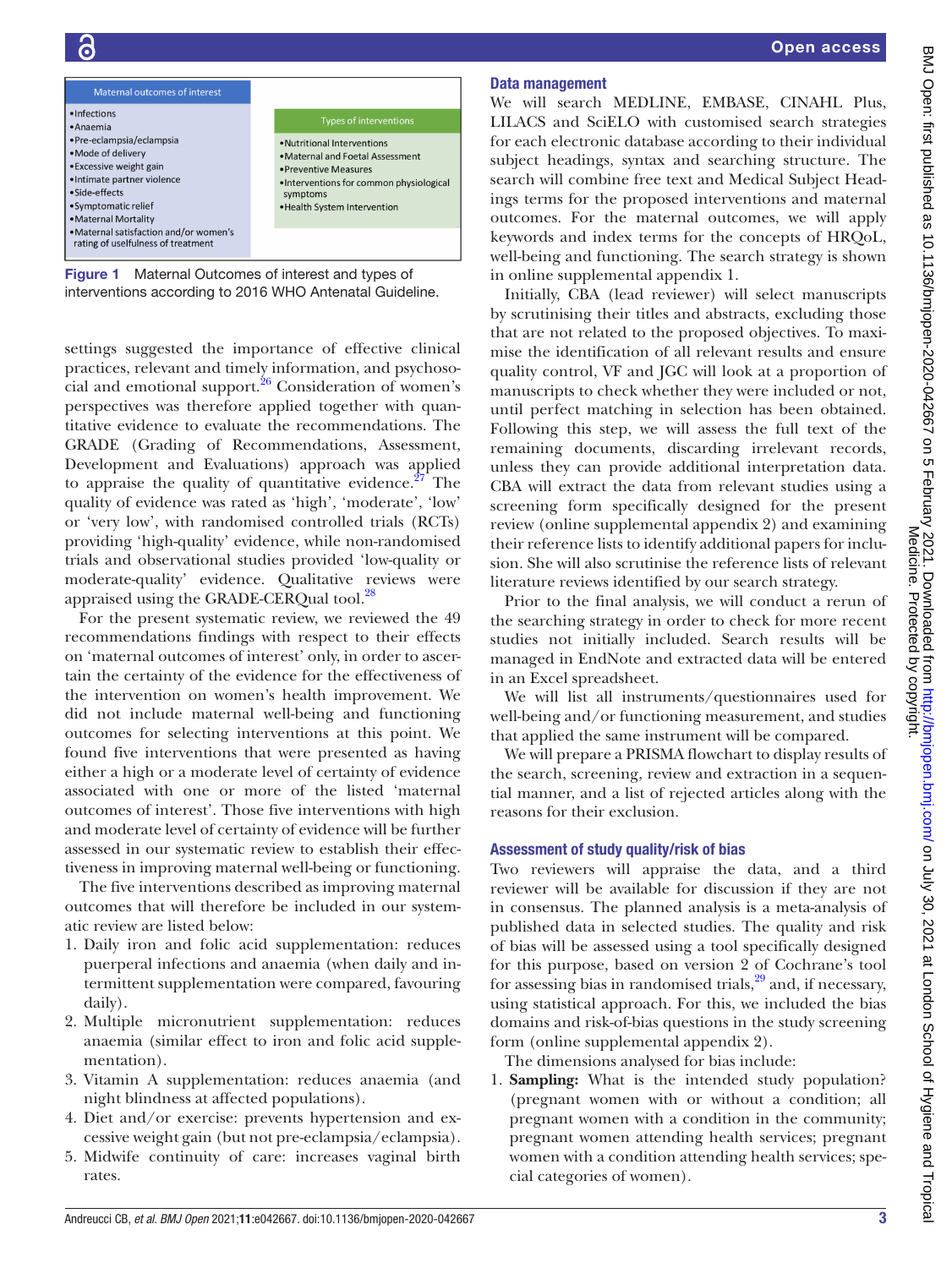| Maternal outcomes of interest | Types of interventions |
| --- | --- |
| •Infections<br>•Anaemia<br>•Pre-eclampsia/eclampsia<br>•Mode of delivery<br>•Excessive weight gain<br>•Intimate partner violence<br>•Side-effects<br>•Symptomatic relief<br>•Maternal Mortality<br>•Maternal satisfaction and/or women's rating of usefulness of treatment | •Nutritional Interventions<br>•Maternal and Foetal Assessment<br>•Preventive Measures<br>•Interventions for common physiological symptoms<br>•Health System Intervention |

**Figure 1** Maternal Outcomes of interest and types of interventions according to 2016 WHO Antenatal Guideline.

settings suggested the importance of effective clinical practices, relevant and timely information, and psychosocial and emotional support.[26] Consideration of women's perspectives was therefore applied together with quantitative evidence to evaluate the recommendations. The GRADE (Grading of Recommendations, Assessment, Development and Evaluations) approach was applied to appraise the quality of quantitative evidence.[27] The quality of evidence was rated as 'high', 'moderate', 'low' or 'very low', with randomised controlled trials (RCTs) providing 'high-quality' evidence, while non-randomised trials and observational studies provided 'low-quality or moderate-quality' evidence. Qualitative reviews were appraised using the GRADE-CERQual tool.[28]

For the present systematic review, we reviewed the 49 recommendations findings with respect to their effects on 'maternal outcomes of interest' only, in order to ascertain the certainty of the evidence for the effectiveness of the intervention on women's health improvement. We did not include maternal well-being and functioning outcomes for selecting interventions at this point. We found five interventions that were presented as having either a high or a moderate level of certainty of evidence associated with one or more of the listed 'maternal outcomes of interest'. Those five interventions with high and moderate level of certainty of evidence will be further assessed in our systematic review to establish their effectiveness in improving maternal well-being or functioning.

The five interventions described as improving maternal outcomes that will therefore be included in our systematic review are listed below:

1. Daily iron and folic acid supplementation: reduces puerperal infections and anaemia (when daily and intermittent supplementation were compared, favouring daily).
2. Multiple micronutrient supplementation: reduces anaemia (similar effect to iron and folic acid supplementation).
3. Vitamin A supplementation: reduces anaemia (and night blindness at affected populations).
4. Diet and/or exercise: prevents hypertension and excessive weight gain (but not pre-eclampsia/eclampsia).
5. Midwife continuity of care: increases vaginal birth rates.

## Data management

We will search MEDLINE, EMBASE, CINAHL Plus, LILACS and SciELO with customised search strategies for each electronic database according to their individual subject headings, syntax and searching structure. The search will combine free text and Medical Subject Headings terms for the proposed interventions and maternal outcomes. For the maternal outcomes, we will apply keywords and index terms for the concepts of HRQoL, well-being and functioning. The search strategy is shown in online supplemental appendix 1.

Initially, CBA (lead reviewer) will select manuscripts by scrutinising their titles and abstracts, excluding those that are not related to the proposed objectives. To maximise the identification of all relevant results and ensure quality control, VF and JGC will look at a proportion of manuscripts to check whether they were included or not, until perfect matching in selection has been obtained. Following this step, we will assess the full text of the remaining documents, discarding irrelevant records, unless they can provide additional interpretation data. CBA will extract the data from relevant studies using a screening form specifically designed for the present review (online supplemental appendix 2) and examining their reference lists to identify additional papers for inclusion. She will also scrutinise the reference lists of relevant literature reviews identified by our search strategy.

Prior to the final analysis, we will conduct a rerun of the searching strategy in order to check for more recent studies not initially included. Search results will be managed in EndNote and extracted data will be entered in an Excel spreadsheet.

We will list all instruments/questionnaires used for well-being and/or functioning measurement, and studies that applied the same instrument will be compared.

We will prepare a PRISMA flowchart to display results of the search, screening, review and extraction in a sequential manner, and a list of rejected articles along with the reasons for their exclusion.

## Assessment of study quality/risk of bias

Two reviewers will appraise the data, and a third reviewer will be available for discussion if they are not in consensus. The planned analysis is a meta-analysis of published data in selected studies. The quality and risk of bias will be assessed using a tool specifically designed for this purpose, based on version 2 of Cochrane's tool for assessing bias in randomised trials,[29] and, if necessary, using statistical approach. For this, we included the bias domains and risk-of-bias questions in the study screening form (online supplemental appendix 2).

The dimensions analysed for bias include:

1. **Sampling:** What is the intended study population? (pregnant women with or without a condition; all pregnant women with a condition in the community; pregnant women attending health services; pregnant women with a condition attending health services; special categories of women).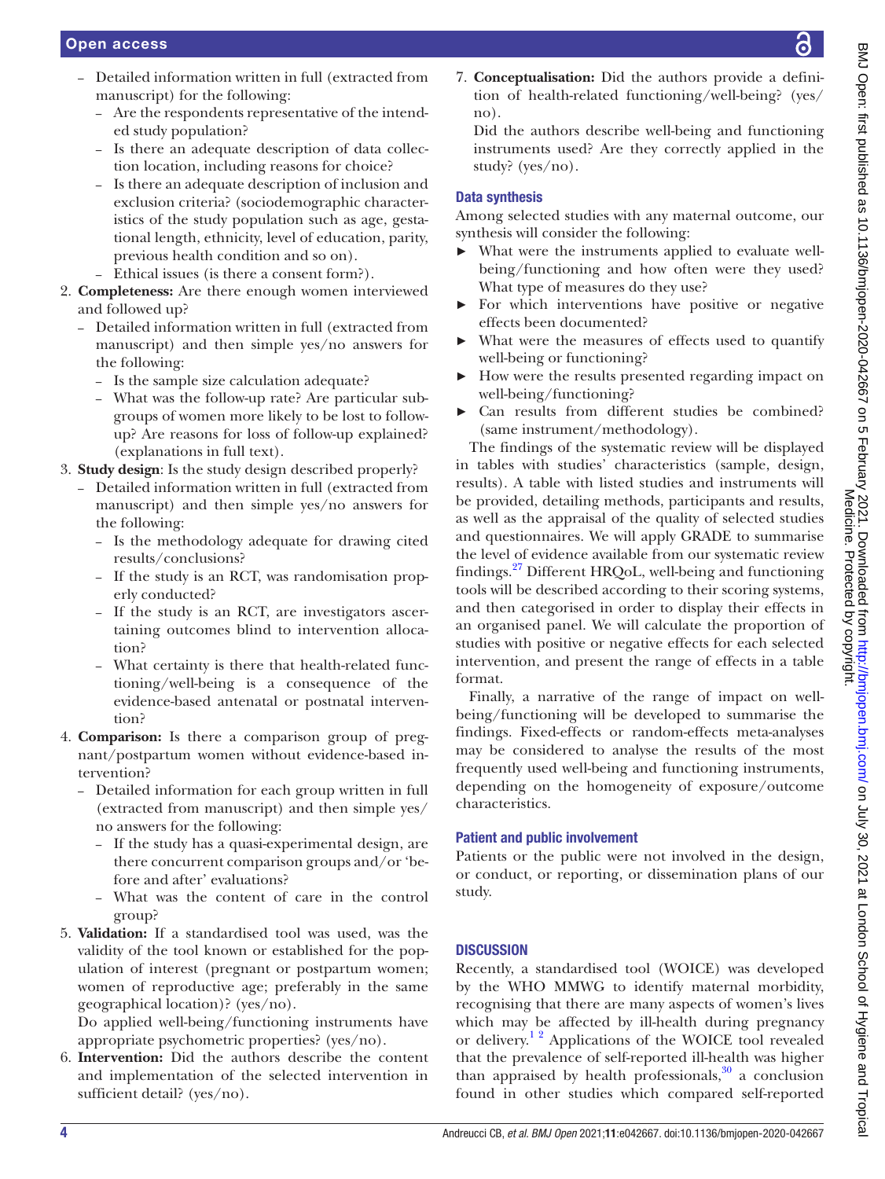- Detailed information written in full (extracted from manuscript) for the following:
  - Are the respondents representative of the intended study population?
  - Is there an adequate description of data collection location, including reasons for choice?
  - Is there an adequate description of inclusion and exclusion criteria? (sociodemographic characteristics of the study population such as age, gestational length, ethnicity, level of education, parity, previous health condition and so on).
  - Ethical issues (is there a consent form?).

2. **Completeness:** Are there enough women interviewed and followed up?
   - Detailed information written in full (extracted from manuscript) and then simple yes/no answers for the following:
     - Is the sample size calculation adequate?
     - What was the follow-up rate? Are particular subgroups of women more likely to be lost to follow-up? Are reasons for loss of follow-up explained? (explanations in full text).
3. **Study design**: Is the study design described properly?
   - Detailed information written in full (extracted from manuscript) and then simple yes/no answers for the following:
     - Is the methodology adequate for drawing cited results/conclusions?
     - If the study is an RCT, was randomisation properly conducted?
     - If the study is an RCT, are investigators ascertaining outcomes blind to intervention allocation?
     - What certainty is there that health-related functioning/well-being is a consequence of the evidence-based antenatal or postnatal intervention?
4. **Comparison:** Is there a comparison group of pregnant/postpartum women without evidence-based intervention?
   - Detailed information for each group written in full (extracted from manuscript) and then simple yes/no answers for the following:
     - If the study has a quasi-experimental design, are there concurrent comparison groups and/or 'before and after' evaluations?
     - What was the content of care in the control group?
5. **Validation:** If a standardised tool was used, was the validity of the tool known or established for the population of interest (pregnant or postpartum women; women of reproductive age; preferably in the same geographical location)? (yes/no).

   Do applied well-being/functioning instruments have appropriate psychometric properties? (yes/no).
6. **Intervention:** Did the authors describe the content and implementation of the selected intervention in sufficient detail? (yes/no).
7. **Conceptualisation:** Did the authors provide a definition of health-related functioning/well-being? (yes/no).

   Did the authors describe well-being and functioning instruments used? Are they correctly applied in the study? (yes/no).

## Data synthesis

Among selected studies with any maternal outcome, our synthesis will consider the following:

- What were the instruments applied to evaluate well-being/functioning and how often were they used? What type of measures do they use?
- For which interventions have positive or negative effects been documented?
- What were the measures of effects used to quantify well-being or functioning?
- How were the results presented regarding impact on well-being/functioning?
- Can results from different studies be combined? (same instrument/methodology).

The findings of the systematic review will be displayed in tables with studies' characteristics (sample, design, results). A table with listed studies and instruments will be provided, detailing methods, participants and results, as well as the appraisal of the quality of selected studies and questionnaires. We will apply GRADE to summarise the level of evidence available from our systematic review findings.[27] Different HRQoL, well-being and functioning tools will be described according to their scoring systems, and then categorised in order to display their effects in an organised panel. We will calculate the proportion of studies with positive or negative effects for each selected intervention, and present the range of effects in a table format.

Finally, a narrative of the range of impact on well-being/functioning will be developed to summarise the findings. Fixed-effects or random-effects meta-analyses may be considered to analyse the results of the most frequently used well-being and functioning instruments, depending on the homogeneity of exposure/outcome characteristics.

## Patient and public involvement

Patients or the public were not involved in the design, or conduct, or reporting, or dissemination plans of our study.

## DISCUSSION

Recently, a standardised tool (WOICE) was developed by the WHO MMWG to identify maternal morbidity, recognising that there are many aspects of women's lives which may be affected by ill-health during pregnancy or delivery.[1,2] Applications of the WOICE tool revealed that the prevalence of self-reported ill-health was higher than appraised by health professionals,[30] a conclusion found in other studies which compared self-reported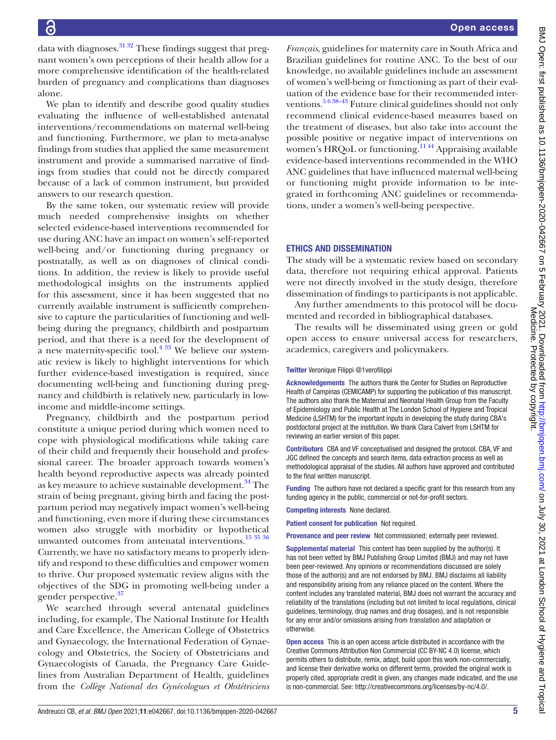data with diagnoses.[31 32] These findings suggest that pregnant women's own perceptions of their health allow for a more comprehensive identification of the health-related burden of pregnancy and complications than diagnoses alone.

We plan to identify and describe good quality studies evaluating the influence of well-established antenatal interventions/recommendations on maternal well-being and functioning. Furthermore, we plan to meta-analyse findings from studies that applied the same measurement instrument and provide a summarised narrative of findings from studies that could not be directly compared because of a lack of common instrument, but provided answers to our research question.

By the same token, our systematic review will provide much needed comprehensive insights on whether selected evidence-based interventions recommended for use during ANC have an impact on women's self-reported well-being and/or functioning during pregnancy or postnatally, as well as on diagnoses of clinical conditions. In addition, the review is likely to provide useful methodological insights on the instruments applied for this assessment, since it has been suggested that no currently available instrument is sufficiently comprehensive to capture the particularities of functioning and well-being during the pregnancy, childbirth and postpartum period, and that there is a need for the development of a new maternity-specific tool.[4 33] We believe our systematic review is likely to highlight interventions for which further evidence-based investigation is required, since documenting well-being and functioning during pregnancy and childbirth is relatively new, particularly in low-income and middle-income settings.

Pregnancy, childbirth and the postpartum period constitute a unique period during which women need to cope with physiological modifications while taking care of their child and frequently their household and professional career. The broader approach towards women's health beyond reproductive aspects was already pointed as key measure to achieve sustainable development.[34] The strain of being pregnant, giving birth and facing the postpartum period may negatively impact women's well-being and functioning, even more if during these circumstances women also struggle with morbidity or hypothetical unwanted outcomes from antenatal interventions.[15 35 36] Currently, we have no satisfactory means to properly identify and respond to these difficulties and empower women to thrive. Our proposed systematic review aligns with the objectives of the SDG in promoting well-being under a gender perspective.[37]

We searched through several antenatal guidelines including, for example, The National Institute for Health and Care Excellence, the American College of Obstetrics and Gynaecology, the International Federation of Gynaecology and Obstetrics, the Society of Obstetricians and Gynaecologists of Canada, the Pregnancy Care Guidelines from Australian Department of Health, guidelines from the *Collège National des Gynécologues et Obstétriciens Français*, guidelines for maternity care in South Africa and Brazilian guidelines for routine ANC. To the best of our knowledge, no available guidelines include an assessment of women's well-being or functioning as part of their evaluation of the evidence base for their recommended interventions.[5 6 38–43] Future clinical guidelines should not only recommend clinical evidence-based measures based on the treatment of diseases, but also take into account the possible positive or negative impact of interventions on women's HRQoL or functioning.[11 44] Appraising available evidence-based interventions recommended in the WHO ANC guidelines that have influenced maternal well-being or functioning might provide information to be integrated in forthcoming ANC guidelines or recommendations, under a women's well-being perspective.

## ETHICS AND DISSEMINATION

The study will be a systematic review based on secondary data, therefore not requiring ethical approval. Patients were not directly involved in the study design, therefore dissemination of findings to participants is not applicable.

Any further amendments to this protocol will be documented and recorded in bibliographical databases.

The results will be disseminated using green or gold open access to ensure universal access for researchers, academics, caregivers and policymakers.

**Twitter** Veronique Filippi @1verofilippi

**Acknowledgements** The authors thank the Center for Studies on Reproductive Health of Campinas (CEMICAMP) for supporting the publication of this manuscript. The authors also thank the Maternal and Neonatal Health Group from the Faculty of Epidemiology and Public Health at The London School of Hygiene and Tropical Medicine (LSHTM) for the important inputs in developing the study during CBA's postdoctoral project at the institution. We thank Clara Calvert from LSHTM for reviewing an earlier version of this paper.

**Contributors** CBA and VF conceptualised and designed the protocol. CBA, VF and JGC defined the concepts and search items, data extraction process as well as methodological appraisal of the studies. All authors have approved and contributed to the final written manuscript.

**Funding** The authors have not declared a specific grant for this research from any funding agency in the public, commercial or not-for-profit sectors.

**Competing interests** None declared.

**Patient consent for publication** Not required.

**Provenance and peer review** Not commissioned; externally peer reviewed.

**Supplemental material** This content has been supplied by the author(s). It has not been vetted by BMJ Publishing Group Limited (BMJ) and may not have been peer-reviewed. Any opinions or recommendations discussed are solely those of the author(s) and are not endorsed by BMJ. BMJ disclaims all liability and responsibility arising from any reliance placed on the content. Where the content includes any translated material, BMJ does not warrant the accuracy and reliability of the translations (including but not limited to local regulations, clinical guidelines, terminology, drug names and drug dosages), and is not responsible for any error and/or omissions arising from translation and adaptation or otherwise.

**Open access** This is an open access article distributed in accordance with the Creative Commons Attribution Non Commercial (CC BY-NC 4.0) license, which permits others to distribute, remix, adapt, build upon this work non-commercially, and license their derivative works on different terms, provided the original work is properly cited, appropriate credit is given, any changes made indicated, and the use is non-commercial. See: http://creativecommons.org/licenses/by-nc/4.0/.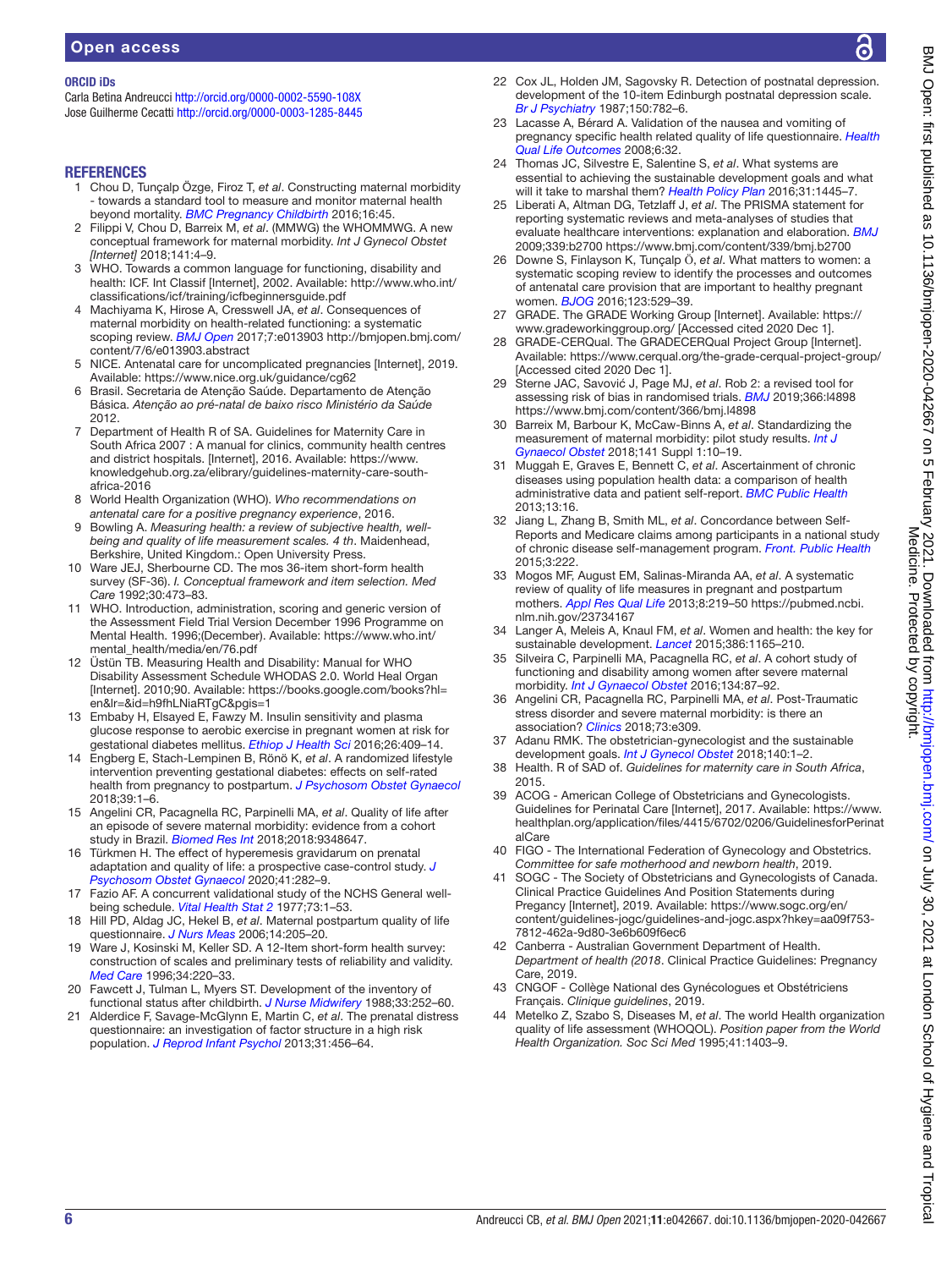**ORCID iDs**

Carla Betina Andreucci http://orcid.org/0000-0002-5590-108X
Jose Guilherme Cecatti http://orcid.org/0000-0003-1285-8445

## REFERENCES

1. Chou D, Tunçalp Özge, Firoz T, *et al*. Constructing maternal morbidity - towards a standard tool to measure and monitor maternal health beyond mortality. *BMC Pregnancy Childbirth* 2016;16:45.
2. Filippi V, Chou D, Barreix M, *et al*. (MMWG) the WHOMMWG. A new conceptual framework for maternal morbidity. *Int J Gynecol Obstet [Internet]* 2018;141:4–9.
3. WHO. Towards a common language for functioning, disability and health: ICF. Int Classif [Internet], 2002. Available: http://www.who.int/classifications/icf/training/icfbeginnersguide.pdf
4. Machiyama K, Hirose A, Cresswell JA, *et al*. Consequences of maternal morbidity on health-related functioning: a systematic scoping review. *BMJ Open* 2017;7:e013903 http://bmjopen.bmj.com/content/7/6/e013903.abstract
5. NICE. Antenatal care for uncomplicated pregnancies [Internet], 2019. Available: https://www.nice.org.uk/guidance/cg62
6. Brasil. Secretaria de Atenção Saúde. Departamento de Atenção Básica. *Atenção ao pré-natal de baixo risco Ministério da Saúde* 2012.
7. Department of Health R of SA. Guidelines for Maternity Care in South Africa 2007 : A manual for clinics, community health centres and district hospitals. [Internet], 2016. Available: https://www.knowledgehub.org.za/elibrary/guidelines-maternity-care-south-africa-2016
8. World Health Organization (WHO). *Who recommendations on antenatal care for a positive pregnancy experience*, 2016.
9. Bowling A. *Measuring health: a review of subjective health, well-being and quality of life measurement scales. 4 th*. Maidenhead, Berkshire, United Kingdom.: Open University Press.
10. Ware JEJ, Sherbourne CD. The mos 36-item short-form health survey (SF-36). *I. Conceptual framework and item selection. Med Care* 1992;30:473–83.
11. WHO. Introduction, administration, scoring and generic version of the Assessment Field Trial Version December 1996 Programme on Mental Health. 1996;(December). Available: https://www.who.int/mental_health/media/en/76.pdf
12. Üstün TB. Measuring Health and Disability: Manual for WHO Disability Assessment Schedule WHODAS 2.0. World Heal Organ [Internet]. 2010;90. Available: https://books.google.com/books?hl=en&lr=&id=h9fhLNiaRTgC&pgis=1
13. Embaby H, Elsayed E, Fawzy M. Insulin sensitivity and plasma glucose response to aerobic exercise in pregnant women at risk for gestational diabetes mellitus. *Ethiop J Health Sci* 2016;26:409–14.
14. Engberg E, Stach-Lempinen B, Rönö K, *et al*. A randomized lifestyle intervention preventing gestational diabetes: effects on self-rated health from pregnancy to postpartum. *J Psychosom Obstet Gynaecol* 2018;39:1–6.
15. Angelini CR, Pacagnella RC, Parpinelli MA, *et al*. Quality of life after an episode of severe maternal morbidity: evidence from a cohort study in Brazil. *Biomed Res Int* 2018;2018:9348647.
16. Türkmen H. The effect of hyperemesis gravidarum on prenatal adaptation and quality of life: a prospective case-control study. *J Psychosom Obstet Gynaecol* 2020;41:282–9.
17. Fazio AF. A concurrent validational study of the NCHS General well-being schedule. *Vital Health Stat 2* 1977;73:1–53.
18. Hill PD, Aldag JC, Hekel B, *et al*. Maternal postpartum quality of life questionnaire. *J Nurs Meas* 2006;14:205–20.
19. Ware J, Kosinski M, Keller SD. A 12-Item short-form health survey: construction of scales and preliminary tests of reliability and validity. *Med Care* 1996;34:220–33.
20. Fawcett J, Tulman L, Myers ST. Development of the inventory of functional status after childbirth. *J Nurse Midwifery* 1988;33:252–60.
21. Alderdice F, Savage-McGlynn E, Martin C, *et al*. The prenatal distress questionnaire: an investigation of factor structure in a high risk population. *J Reprod Infant Psychol* 2013;31:456–64.
22. Cox JL, Holden JM, Sagovsky R. Detection of postnatal depression. development of the 10-item Edinburgh postnatal depression scale. *Br J Psychiatry* 1987;150:782–6.
23. Lacasse A, Bérard A. Validation of the nausea and vomiting of pregnancy specific health related quality of life questionnaire. *Health Qual Life Outcomes* 2008;6:32.
24. Thomas JC, Silvestre E, Salentine S, *et al*. What systems are essential to achieving the sustainable development goals and what will it take to marshal them? *Health Policy Plan* 2016;31:1445–7.
25. Liberati A, Altman DG, Tetzlaff J, *et al*. The PRISMA statement for reporting systematic reviews and meta-analyses of studies that evaluate healthcare interventions: explanation and elaboration. *BMJ* 2009;339:b2700 https://www.bmj.com/content/339/bmj.b2700
26. Downe S, Finlayson K, Tunçalp Ö, *et al*. What matters to women: a systematic scoping review to identify the processes and outcomes of antenatal care provision that are important to healthy pregnant women. *BJOG* 2016;123:529–39.
27. GRADE. The GRADE Working Group [Internet]. Available: https://www.gradeworkinggroup.org/ [Accessed cited 2020 Dec 1].
28. GRADE-CERQual. The GRADECERQual Project Group [Internet]. Available: https://www.cerqual.org/the-grade-cerqual-project-group/ [Accessed cited 2020 Dec 1].
29. Sterne JAC, Savović J, Page MJ, *et al*. Rob 2: a revised tool for assessing risk of bias in randomised trials. *BMJ* 2019;366:l4898 https://www.bmj.com/content/366/bmj.l4898
30. Barreix M, Barbour K, McCaw-Binns A, *et al*. Standardizing the measurement of maternal morbidity: pilot study results. *Int J Gynaecol Obstet* 2018;141 Suppl 1:10–19.
31. Muggah E, Graves E, Bennett C, *et al*. Ascertainment of chronic diseases using population health data: a comparison of health administrative data and patient self-report. *BMC Public Health* 2013;13:16.
32. Jiang L, Zhang B, Smith ML, *et al*. Concordance between Self-Reports and Medicare claims among participants in a national study of chronic disease self-management program. *Front. Public Health* 2015;3:222.
33. Mogos MF, August EM, Salinas-Miranda AA, *et al*. A systematic review of quality of life measures in pregnant and postpartum mothers. *Appl Res Qual Life* 2013;8:219–50 https://pubmed.ncbi.nlm.nih.gov/23734167
34. Langer A, Meleis A, Knaul FM, *et al*. Women and health: the key for sustainable development. *Lancet* 2015;386:1165–210.
35. Silveira C, Parpinelli MA, Pacagnella RC, *et al*. A cohort study of functioning and disability among women after severe maternal morbidity. *Int J Gynaecol Obstet* 2016;134:87–92.
36. Angelini CR, Pacagnella RC, Parpinelli MA, *et al*. Post-Traumatic stress disorder and severe maternal morbidity: is there an association? *Clinics* 2018;73:e309.
37. Adanu RMK. The obstetrician-gynecologist and the sustainable development goals. *Int J Gynecol Obstet* 2018;140:1–2.
38. Health. R of SAD of. *Guidelines for maternity care in South Africa*, 2015.
39. ACOG - American College of Obstetricians and Gynecologists. Guidelines for Perinatal Care [Internet], 2017. Available: https://www.healthplan.org/application/files/4415/6702/0206/GuidelinesforPerinatalCare
40. FIGO - The International Federation of Gynecology and Obstetrics. *Committee for safe motherhood and newborn health*, 2019.
41. SOGC - The Society of Obstetricians and Gynecologists of Canada. Clinical Practice Guidelines And Position Statements during Pregancy [Internet], 2019. Available: https://www.sogc.org/en/content/guidelines-jogc/guidelines-and-jogc.aspx?hkey=aa09f753-7812-462a-9d80-3e6b609f6ec6
42. Canberra - Australian Government Department of Health. *Department of health (2018*. Clinical Practice Guidelines: Pregnancy Care, 2019.
43. CNGOF - Collège National des Gynécologues et Obstétriciens Français. *Clinique guidelines*, 2019.
44. Metelko Z, Szabo S, Diseases M, *et al*. The world Health organization quality of life assessment (WHOQOL). *Position paper from the World Health Organization. Soc Sci Med* 1995;41:1403–9.